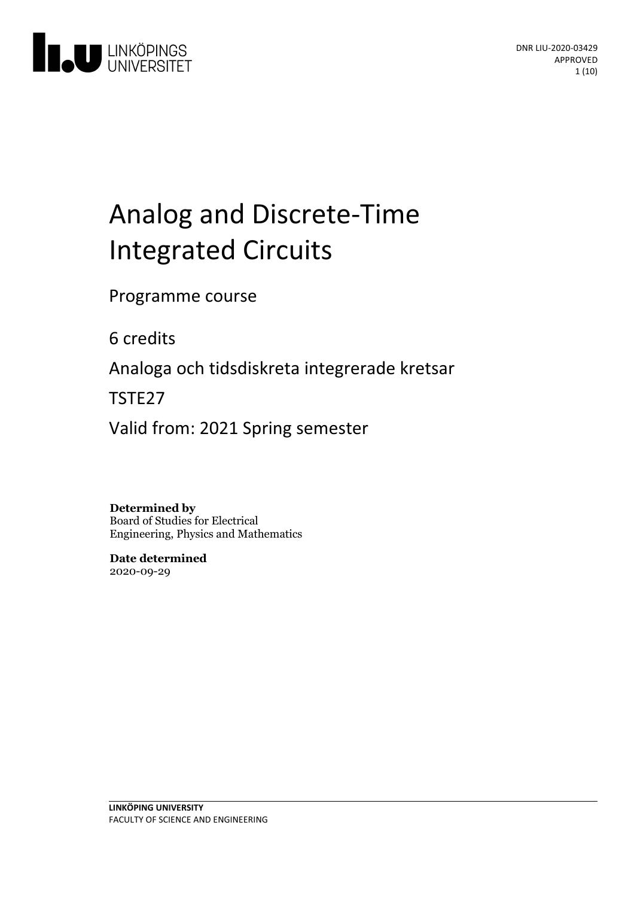DNR LIU-2020-03429
APPROVED

# Analog and Discrete-Time Integrated Circuits

Programme course

6 credits

Analoga och tidsdiskreta integrerade kretsar

TSTE27

Valid from: 2021 Spring semester

**Determined by**
Board of Studies for Electrical Engineering, Physics and Mathematics

**Date determined**
2020-09-29

**LINKÖPING UNIVERSITY**
FACULTY OF SCIENCE AND ENGINEERING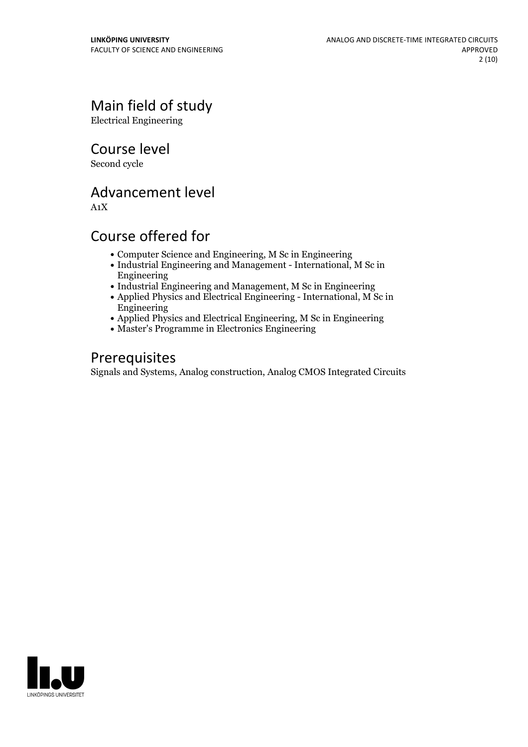## Main field of study

Electrical Engineering

## Course level

Second cycle

## Advancement level

A1X

## Course offered for

- Computer Science and Engineering, M Sc in Engineering
- Industrial Engineering and Management - International, M Sc in Engineering
- Industrial Engineering and Management, M Sc in Engineering
- Applied Physics and Electrical Engineering - International, M Sc in Engineering
- Applied Physics and Electrical Engineering, M Sc in Engineering
- Master's Programme in Electronics Engineering

## Prerequisites

Signals and Systems, Analog construction, Analog CMOS Integrated Circuits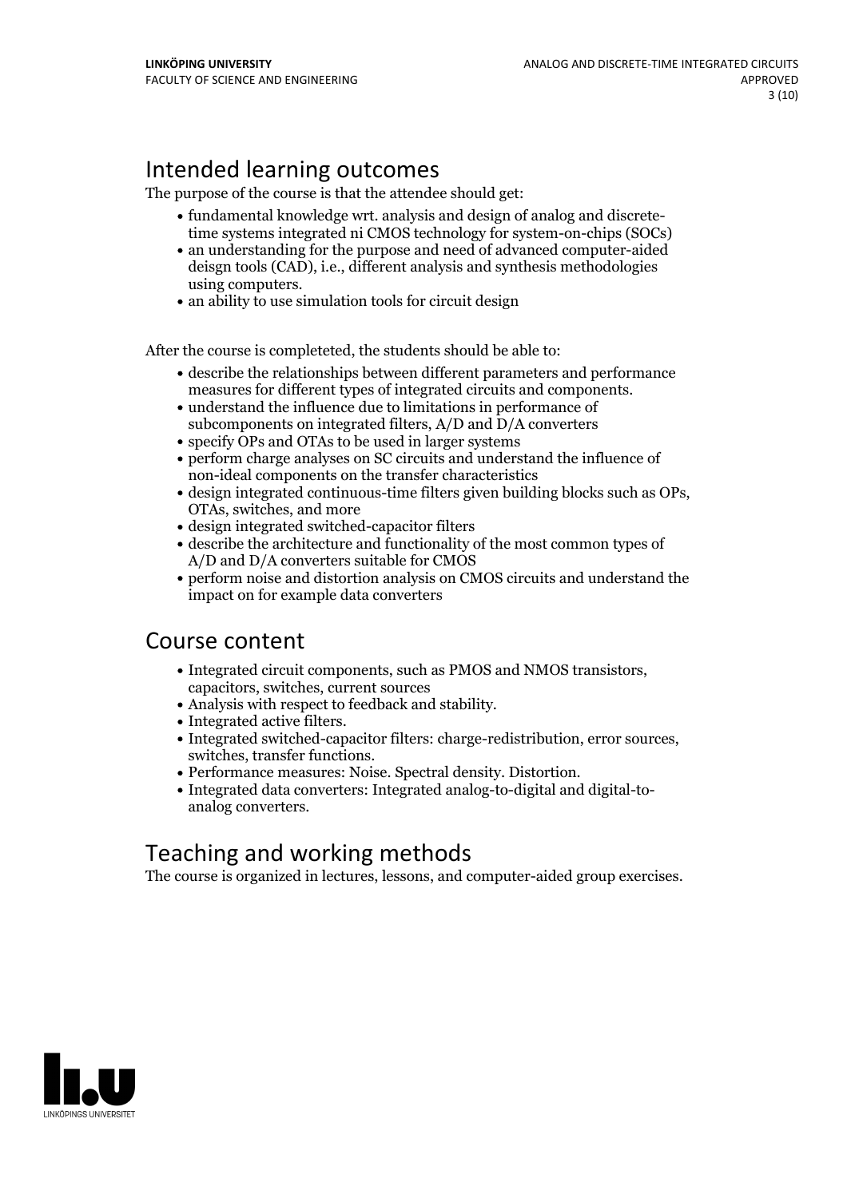## Intended learning outcomes

The purpose of the course is that the attendee should get:

- fundamental knowledge wrt. analysis and design of analog and discrete-time systems integrated ni CMOS technology for system-on-chips (SOCs)
- an understanding for the purpose and need of advanced computer-aided deisgn tools (CAD), i.e., different analysis and synthesis methodologies using computers.
- an ability to use simulation tools for circuit design

After the course is completeted, the students should be able to:

- describe the relationships between different parameters and performance measures for different types of integrated circuits and components.
- understand the influence due to limitations in performance of subcomponents on integrated filters, A/D and D/A converters
- specify OPs and OTAs to be used in larger systems
- perform charge analyses on SC circuits and understand the influence of non-ideal components on the transfer characteristics
- design integrated continuous-time filters given building blocks such as OPs, OTAs, switches, and more
- design integrated switched-capacitor filters
- describe the architecture and functionality of the most common types of A/D and D/A converters suitable for CMOS
- perform noise and distortion analysis on CMOS circuits and understand the impact on for example data converters

## Course content

- Integrated circuit components, such as PMOS and NMOS transistors, capacitors, switches, current sources
- Analysis with respect to feedback and stability.
- Integrated active filters.
- Integrated switched-capacitor filters: charge-redistribution, error sources, switches, transfer functions.
- Performance measures: Noise. Spectral density. Distortion.
- Integrated data converters: Integrated analog-to-digital and digital-to-analog converters.

## Teaching and working methods

The course is organized in lectures, lessons, and computer-aided group exercises.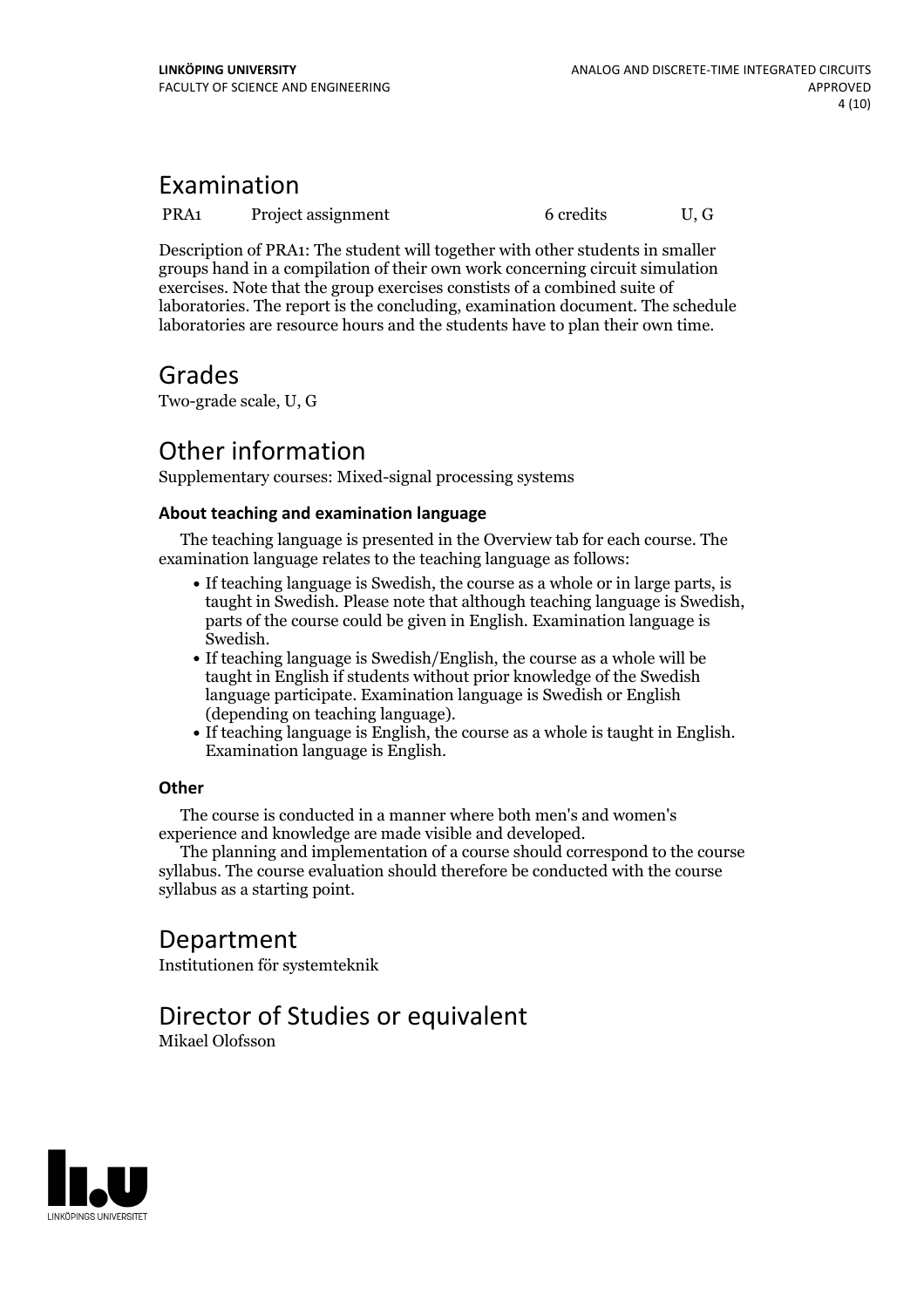## Examination

| PRA1 | Project assignment | 6 credits | U, G |
|---|---|---|---|

Description of PRA1: The student will together with other students in smaller groups hand in a compilation of their own work concerning circuit simulation exercises. Note that the group exercises constists of a combined suite of laboratories. The report is the concluding, examination document. The schedule laboratories are resource hours and the students have to plan their own time.

## Grades

Two-grade scale, U, G

## Other information

Supplementary courses: Mixed-signal processing systems

### About teaching and examination language

The teaching language is presented in the Overview tab for each course. The examination language relates to the teaching language as follows:

- If teaching language is Swedish, the course as a whole or in large parts, is taught in Swedish. Please note that although teaching language is Swedish, parts of the course could be given in English. Examination language is Swedish.
- If teaching language is Swedish/English, the course as a whole will be taught in English if students without prior knowledge of the Swedish language participate. Examination language is Swedish or English (depending on teaching language).
- If teaching language is English, the course as a whole is taught in English. Examination language is English.

### Other

The course is conducted in a manner where both men's and women's experience and knowledge are made visible and developed.

The planning and implementation of a course should correspond to the course syllabus. The course evaluation should therefore be conducted with the course syllabus as a starting point.

## Department

Institutionen för systemteknik

## Director of Studies or equivalent

Mikael Olofsson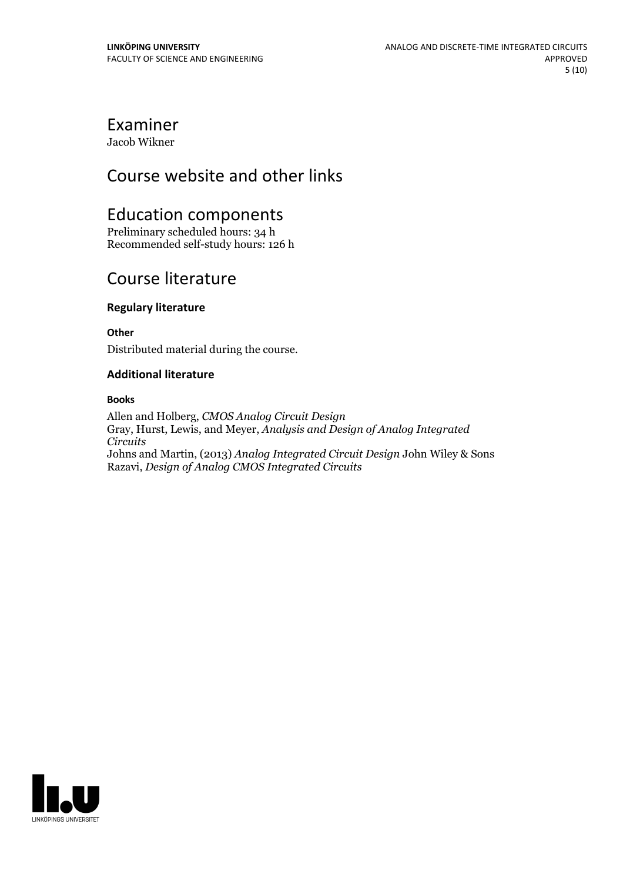## Examiner

Jacob Wikner

## Course website and other links

## Education components

Preliminary scheduled hours: 34 h
Recommended self-study hours: 126 h

## Course literature

### Regulary literature

#### Other

Distributed material during the course.

### Additional literature

#### Books

Allen and Holberg, *CMOS Analog Circuit Design*
Gray, Hurst, Lewis, and Meyer, *Analysis and Design of Analog Integrated Circuits*
Johns and Martin, (2013) *Analog Integrated Circuit Design* John Wiley & Sons
Razavi, *Design of Analog CMOS Integrated Circuits*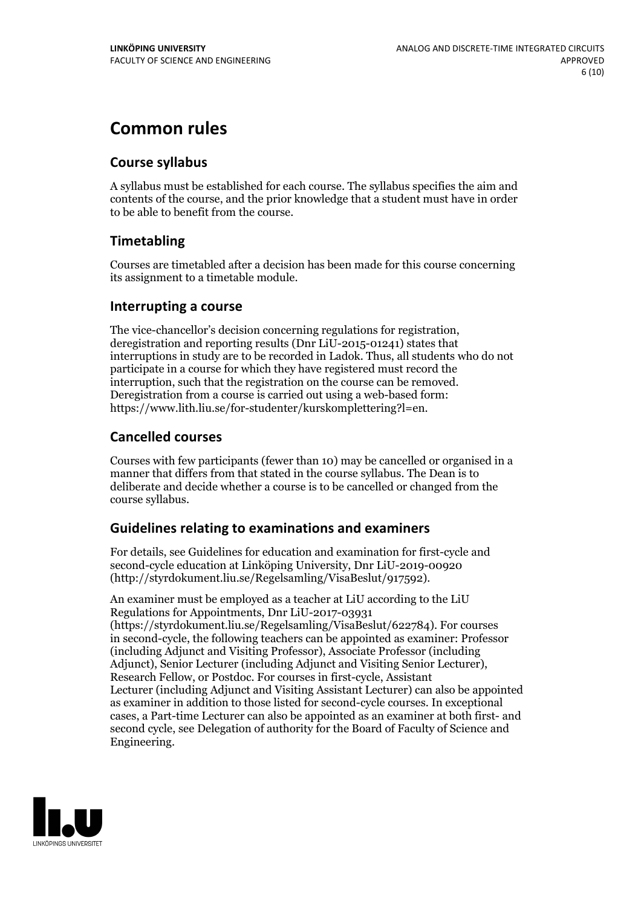# Common rules

## Course syllabus

A syllabus must be established for each course. The syllabus specifies the aim and contents of the course, and the prior knowledge that a student must have in order to be able to benefit from the course.

## Timetabling

Courses are timetabled after a decision has been made for this course concerning its assignment to a timetable module.

## Interrupting a course

The vice-chancellor's decision concerning regulations for registration, deregistration and reporting results (Dnr LiU-2015-01241) states that interruptions in study are to be recorded in Ladok. Thus, all students who do not participate in a course for which they have registered must record the interruption, such that the registration on the course can be removed. Deregistration from a course is carried out using a web-based form: https://www.lith.liu.se/for-studenter/kurskomplettering?l=en.

## Cancelled courses

Courses with few participants (fewer than 10) may be cancelled or organised in a manner that differs from that stated in the course syllabus. The Dean is to deliberate and decide whether a course is to be cancelled or changed from the course syllabus.

## Guidelines relating to examinations and examiners

For details, see Guidelines for education and examination for first-cycle and second-cycle education at Linköping University, Dnr LiU-2019-00920 (http://styrdokument.liu.se/Regelsamling/VisaBeslut/917592).

An examiner must be employed as a teacher at LiU according to the LiU Regulations for Appointments, Dnr LiU-2017-03931 (https://styrdokument.liu.se/Regelsamling/VisaBeslut/622784). For courses in second-cycle, the following teachers can be appointed as examiner: Professor (including Adjunct and Visiting Professor), Associate Professor (including Adjunct), Senior Lecturer (including Adjunct and Visiting Senior Lecturer), Research Fellow, or Postdoc. For courses in first-cycle, Assistant Lecturer (including Adjunct and Visiting Assistant Lecturer) can also be appointed as examiner in addition to those listed for second-cycle courses. In exceptional cases, a Part-time Lecturer can also be appointed as an examiner at both first- and second cycle, see Delegation of authority for the Board of Faculty of Science and Engineering.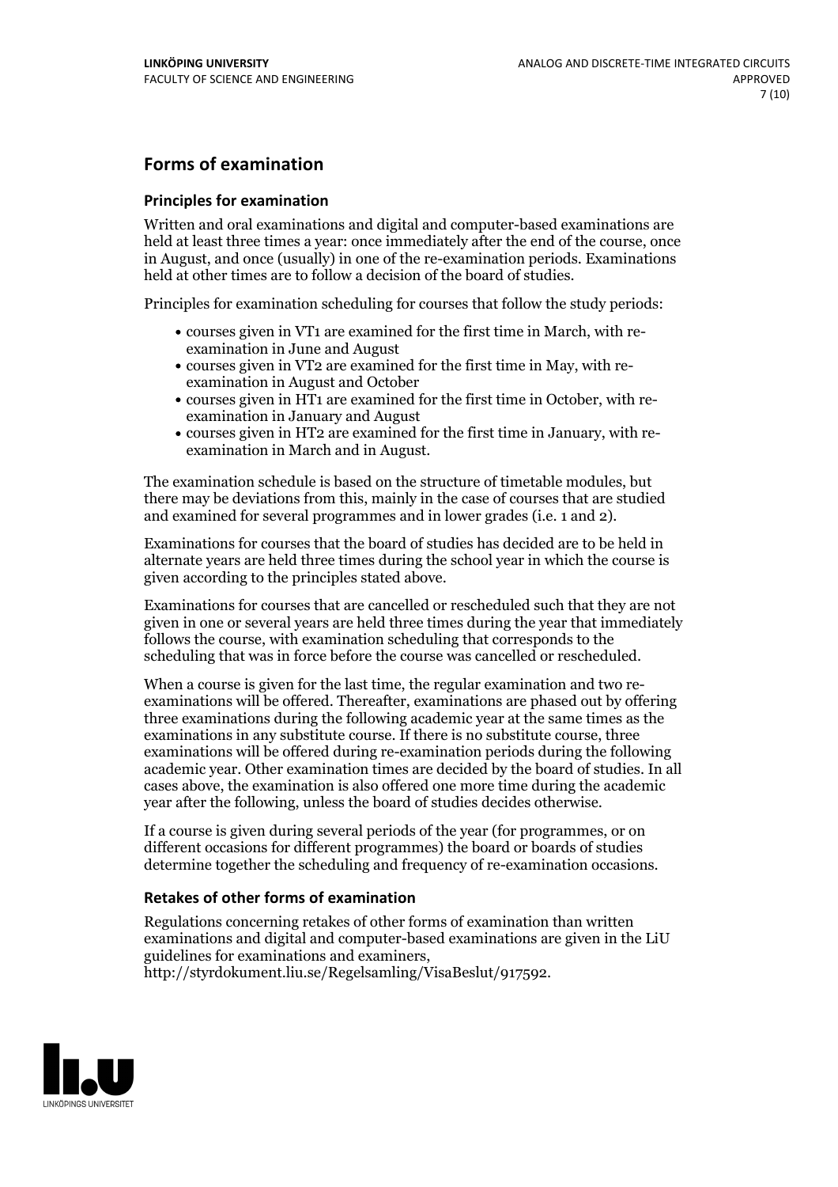## Forms of examination

### Principles for examination

Written and oral examinations and digital and computer-based examinations are held at least three times a year: once immediately after the end of the course, once in August, and once (usually) in one of the re-examination periods. Examinations held at other times are to follow a decision of the board of studies.

Principles for examination scheduling for courses that follow the study periods:

- courses given in VT1 are examined for the first time in March, with re-examination in June and August
- courses given in VT2 are examined for the first time in May, with re-examination in August and October
- courses given in HT1 are examined for the first time in October, with re-examination in January and August
- courses given in HT2 are examined for the first time in January, with re-examination in March and in August.

The examination schedule is based on the structure of timetable modules, but there may be deviations from this, mainly in the case of courses that are studied and examined for several programmes and in lower grades (i.e. 1 and 2).

Examinations for courses that the board of studies has decided are to be held in alternate years are held three times during the school year in which the course is given according to the principles stated above.

Examinations for courses that are cancelled or rescheduled such that they are not given in one or several years are held three times during the year that immediately follows the course, with examination scheduling that corresponds to the scheduling that was in force before the course was cancelled or rescheduled.

When a course is given for the last time, the regular examination and two re-examinations will be offered. Thereafter, examinations are phased out by offering three examinations during the following academic year at the same times as the examinations in any substitute course. If there is no substitute course, three examinations will be offered during re-examination periods during the following academic year. Other examination times are decided by the board of studies. In all cases above, the examination is also offered one more time during the academic year after the following, unless the board of studies decides otherwise.

If a course is given during several periods of the year (for programmes, or on different occasions for different programmes) the board or boards of studies determine together the scheduling and frequency of re-examination occasions.

### Retakes of other forms of examination

Regulations concerning retakes of other forms of examination than written examinations and digital and computer-based examinations are given in the LiU guidelines for examinations and examiners, http://styrdokument.liu.se/Regelsamling/VisaBeslut/917592.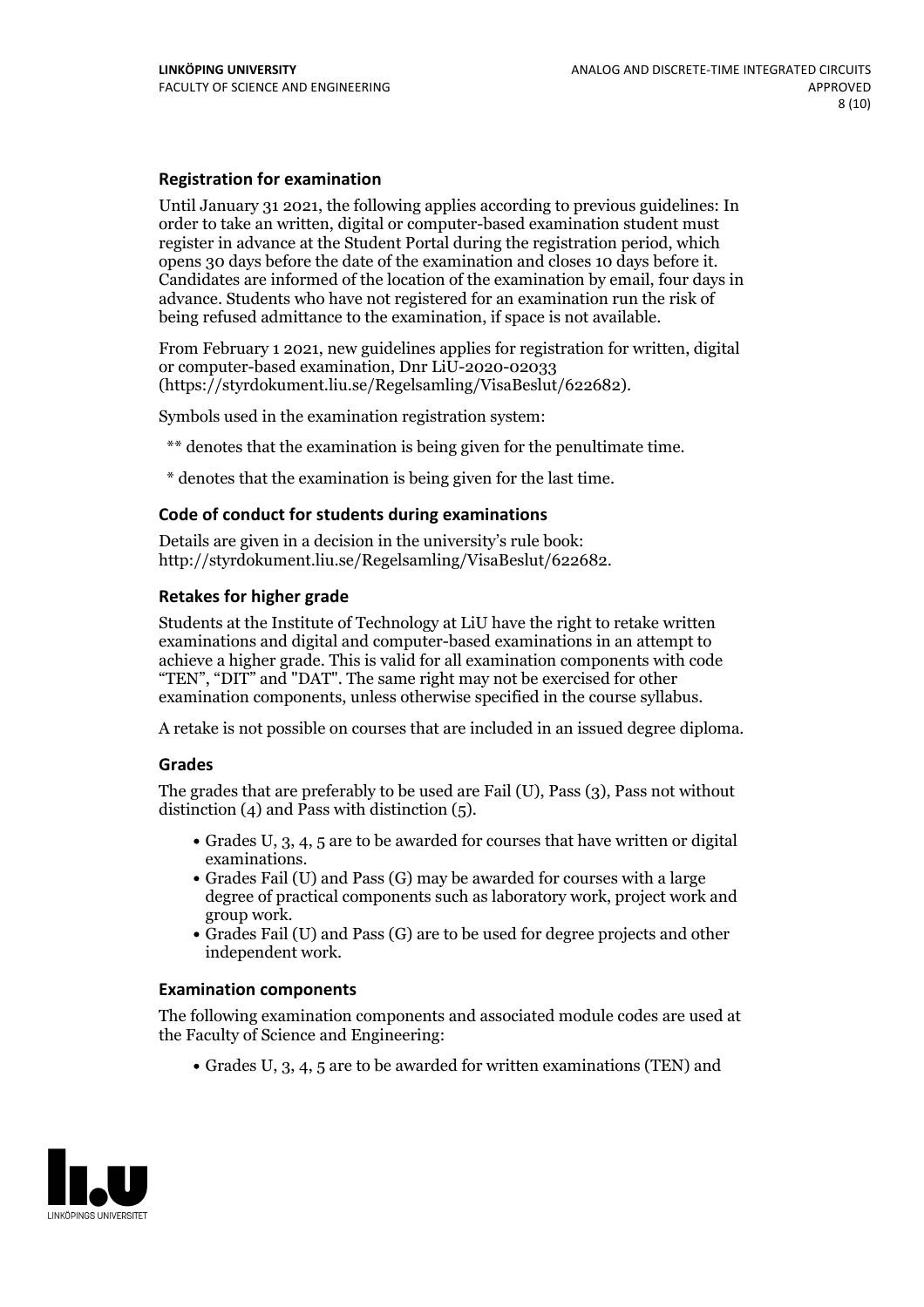### Registration for examination

Until January 31 2021, the following applies according to previous guidelines: In order to take an written, digital or computer-based examination student must register in advance at the Student Portal during the registration period, which opens 30 days before the date of the examination and closes 10 days before it. Candidates are informed of the location of the examination by email, four days in advance. Students who have not registered for an examination run the risk of being refused admittance to the examination, if space is not available.

From February 1 2021, new guidelines applies for registration for written, digital or computer-based examination, Dnr LiU-2020-02033 (https://styrdokument.liu.se/Regelsamling/VisaBeslut/622682).

Symbols used in the examination registration system:

** denotes that the examination is being given for the penultimate time.

* denotes that the examination is being given for the last time.

### Code of conduct for students during examinations

Details are given in a decision in the university's rule book: http://styrdokument.liu.se/Regelsamling/VisaBeslut/622682.

### Retakes for higher grade

Students at the Institute of Technology at LiU have the right to retake written examinations and digital and computer-based examinations in an attempt to achieve a higher grade. This is valid for all examination components with code "TEN", "DIT" and "DAT". The same right may not be exercised for other examination components, unless otherwise specified in the course syllabus.

A retake is not possible on courses that are included in an issued degree diploma.

### Grades

The grades that are preferably to be used are Fail (U), Pass (3), Pass not without distinction (4) and Pass with distinction (5).

- Grades U, 3, 4, 5 are to be awarded for courses that have written or digital examinations.
- Grades Fail (U) and Pass (G) may be awarded for courses with a large degree of practical components such as laboratory work, project work and group work.
- Grades Fail (U) and Pass (G) are to be used for degree projects and other independent work.

### Examination components

The following examination components and associated module codes are used at the Faculty of Science and Engineering:

- Grades U, 3, 4, 5 are to be awarded for written examinations (TEN) and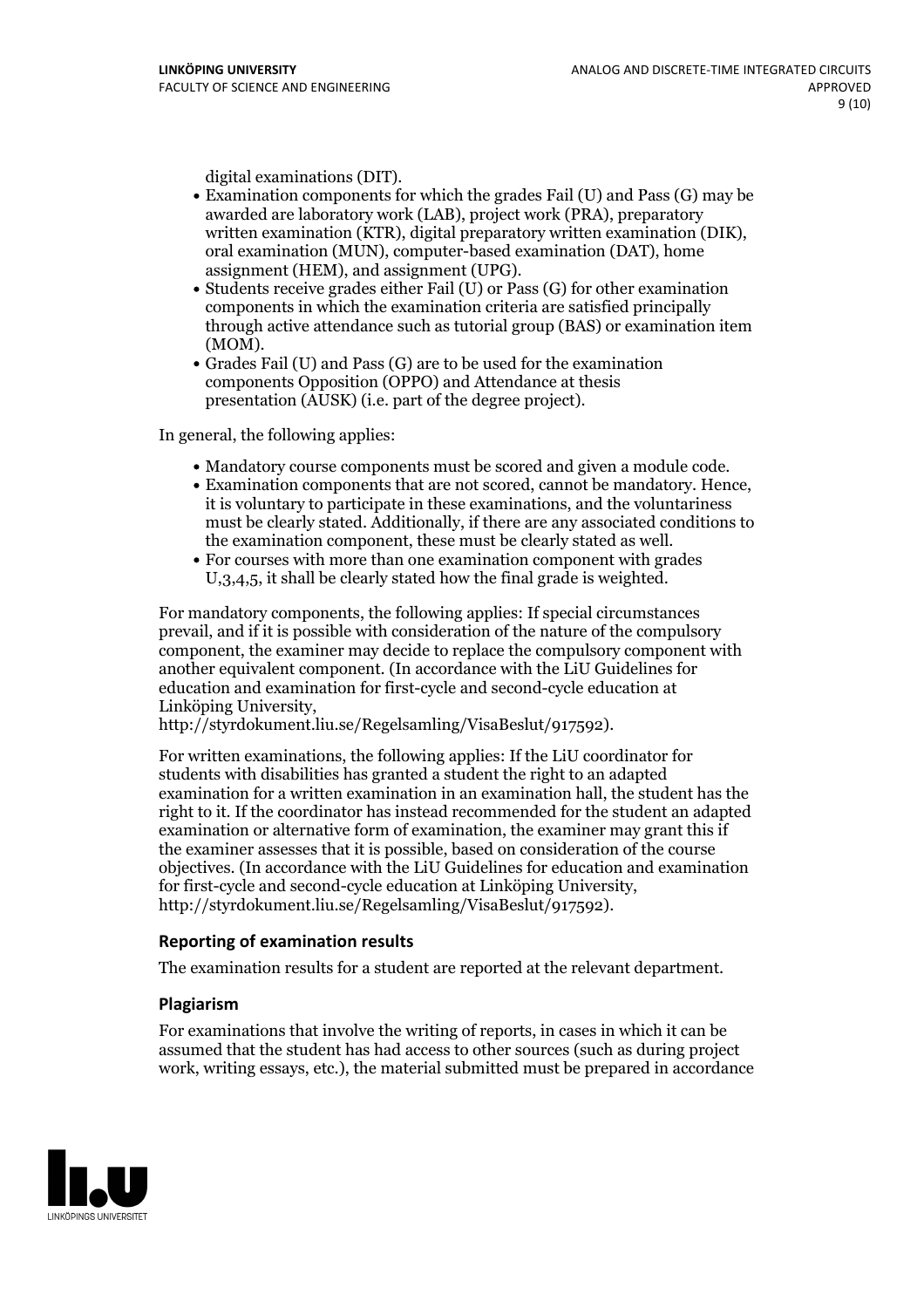digital examinations (DIT).

- Examination components for which the grades Fail (U) and Pass (G) may be awarded are laboratory work (LAB), project work (PRA), preparatory written examination (KTR), digital preparatory written examination (DIK), oral examination (MUN), computer-based examination (DAT), home assignment (HEM), and assignment (UPG).
- Students receive grades either Fail (U) or Pass (G) for other examination components in which the examination criteria are satisfied principally through active attendance such as tutorial group (BAS) or examination item (MOM).
- Grades Fail (U) and Pass (G) are to be used for the examination components Opposition (OPPO) and Attendance at thesis presentation (AUSK) (i.e. part of the degree project).

In general, the following applies:

- Mandatory course components must be scored and given a module code.
- Examination components that are not scored, cannot be mandatory. Hence, it is voluntary to participate in these examinations, and the voluntariness must be clearly stated. Additionally, if there are any associated conditions to the examination component, these must be clearly stated as well.
- For courses with more than one examination component with grades U,3,4,5, it shall be clearly stated how the final grade is weighted.

For mandatory components, the following applies: If special circumstances prevail, and if it is possible with consideration of the nature of the compulsory component, the examiner may decide to replace the compulsory component with another equivalent component. (In accordance with the LiU Guidelines for education and examination for first-cycle and second-cycle education at Linköping University, http://styrdokument.liu.se/Regelsamling/VisaBeslut/917592).

For written examinations, the following applies: If the LiU coordinator for students with disabilities has granted a student the right to an adapted examination for a written examination in an examination hall, the student has the right to it. If the coordinator has instead recommended for the student an adapted examination or alternative form of examination, the examiner may grant this if the examiner assesses that it is possible, based on consideration of the course objectives. (In accordance with the LiU Guidelines for education and examination for first-cycle and second-cycle education at Linköping University, http://styrdokument.liu.se/Regelsamling/VisaBeslut/917592).

### Reporting of examination results

The examination results for a student are reported at the relevant department.

### Plagiarism

For examinations that involve the writing of reports, in cases in which it can be assumed that the student has had access to other sources (such as during project work, writing essays, etc.), the material submitted must be prepared in accordance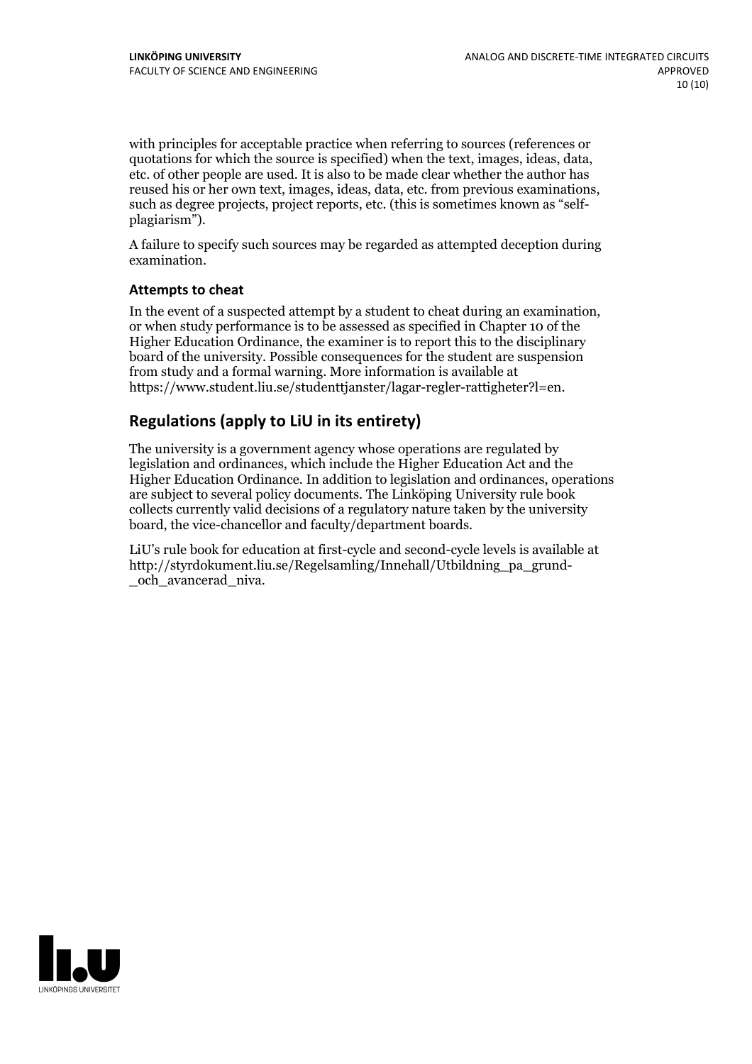with principles for acceptable practice when referring to sources (references or quotations for which the source is specified) when the text, images, ideas, data, etc. of other people are used. It is also to be made clear whether the author has reused his or her own text, images, ideas, data, etc. from previous examinations, such as degree projects, project reports, etc. (this is sometimes known as "self-plagiarism").

A failure to specify such sources may be regarded as attempted deception during examination.

### Attempts to cheat

In the event of a suspected attempt by a student to cheat during an examination, or when study performance is to be assessed as specified in Chapter 10 of the Higher Education Ordinance, the examiner is to report this to the disciplinary board of the university. Possible consequences for the student are suspension from study and a formal warning. More information is available at https://www.student.liu.se/studenttjanster/lagar-regler-rattigheter?l=en.

## Regulations (apply to LiU in its entirety)

The university is a government agency whose operations are regulated by legislation and ordinances, which include the Higher Education Act and the Higher Education Ordinance. In addition to legislation and ordinances, operations are subject to several policy documents. The Linköping University rule book collects currently valid decisions of a regulatory nature taken by the university board, the vice-chancellor and faculty/department boards.

LiU's rule book for education at first-cycle and second-cycle levels is available at http://styrdokument.liu.se/Regelsamling/Innehall/Utbildning_pa_grund-_och_avancerad_niva.